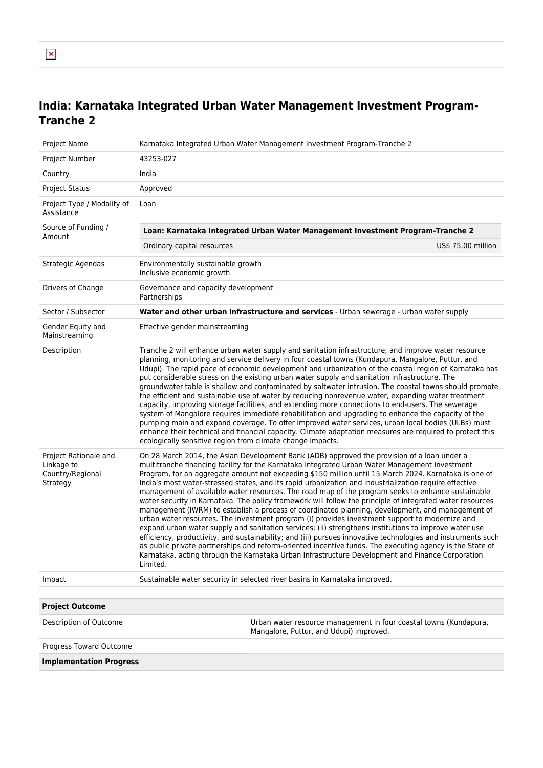# India: Karnataka Integrated Urban Water Management Investment Program-Tranche 2

| | |
|---|---|
| Project Name | Karnataka Integrated Urban Water Management Investment Program-Tranche 2 |
| Project Number | 43253-027 |
| Country | India |
| Project Status | Approved |
| Project Type / Modality of Assistance | Loan |
| Source of Funding / Amount | **Loan: Karnataka Integrated Urban Water Management Investment Program-Tranche 2**<br>Ordinary capital resources — US$ 75.00 million |
| Strategic Agendas | Environmentally sustainable growth<br>Inclusive economic growth |
| Drivers of Change | Governance and capacity development<br>Partnerships |
| Sector / Subsector | **Water and other urban infrastructure and services** - Urban sewerage - Urban water supply |
| Gender Equity and Mainstreaming | Effective gender mainstreaming |
| Description | Tranche 2 will enhance urban water supply and sanitation infrastructure; and improve water resource planning, monitoring and service delivery in four coastal towns (Kundapura, Mangalore, Puttur, and Udupi). The rapid pace of economic development and urbanization of the coastal region of Karnataka has put considerable stress on the existing urban water supply and sanitation infrastructure. The groundwater table is shallow and contaminated by saltwater intrusion. The coastal towns should promote the efficient and sustainable use of water by reducing nonrevenue water, expanding water treatment capacity, improving storage facilities, and extending more connections to end-users. The sewerage system of Mangalore requires immediate rehabilitation and upgrading to enhance the capacity of the pumping main and expand coverage. To offer improved water services, urban local bodies (ULBs) must enhance their technical and financial capacity. Climate adaptation measures are required to protect this ecologically sensitive region from climate change impacts. |
| Project Rationale and Linkage to Country/Regional Strategy | On 28 March 2014, the Asian Development Bank (ADB) approved the provision of a loan under a multitranche financing facility for the Karnataka Integrated Urban Water Management Investment Program, for an aggregate amount not exceeding $150 million until 15 March 2024. Karnataka is one of India's most water-stressed states, and its rapid urbanization and industrialization require effective management of available water resources. The road map of the program seeks to enhance sustainable water security in Karnataka. The policy framework will follow the principle of integrated water resources management (IWRM) to establish a process of coordinated planning, development, and management of urban water resources. The investment program (i) provides investment support to modernize and expand urban water supply and sanitation services; (ii) strengthens institutions to improve water use efficiency, productivity, and sustainability; and (iii) pursues innovative technologies and instruments such as public private partnerships and reform-oriented incentive funds. The executing agency is the State of Karnataka, acting through the Karnataka Urban Infrastructure Development and Finance Corporation Limited. |
| Impact | Sustainable water security in selected river basins in Karnataka improved. |

| **Project Outcome** | |
|---|---|
| Description of Outcome | Urban water resource management in four coastal towns (Kundapura, Mangalore, Puttur, and Udupi) improved. |
| Progress Toward Outcome | |
| **Implementation Progress** | |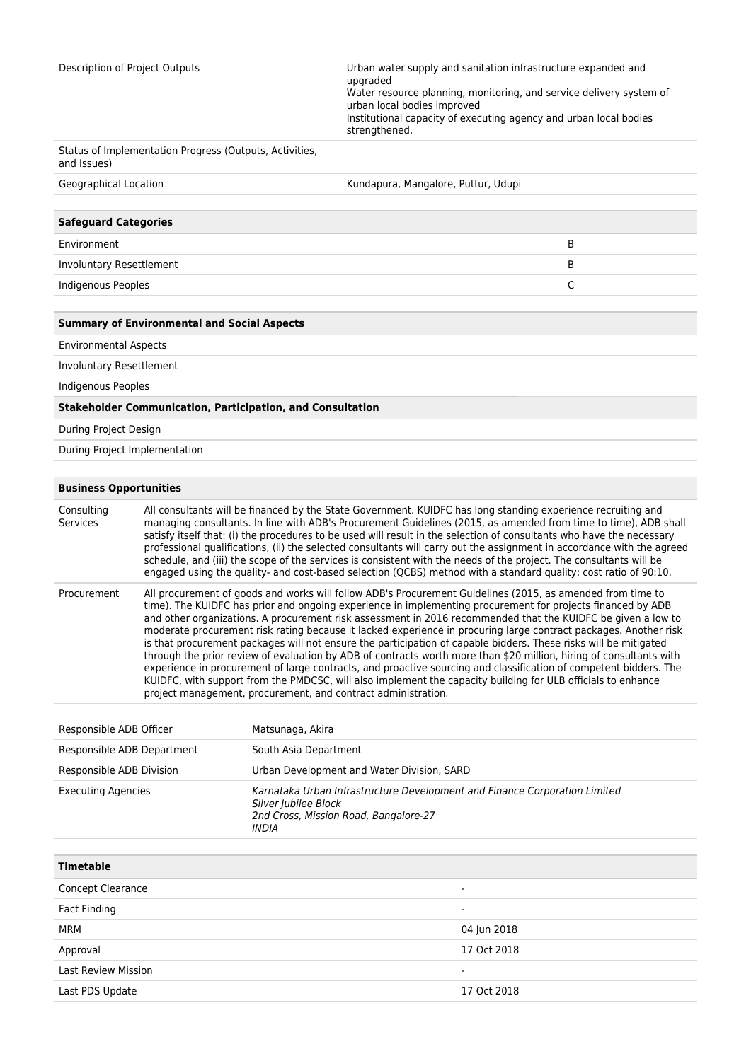| | |
|---|---|
| Description of Project Outputs | Urban water supply and sanitation infrastructure expanded and upgraded<br>Water resource planning, monitoring, and service delivery system of urban local bodies improved<br>Institutional capacity of executing agency and urban local bodies strengthened. |
| Status of Implementation Progress (Outputs, Activities, and Issues) | |
| Geographical Location | Kundapura, Mangalore, Puttur, Udupi |

| **Safeguard Categories** | |
|---|---|
| Environment | B |
| Involuntary Resettlement | B |
| Indigenous Peoples | C |

| **Summary of Environmental and Social Aspects** |
|---|
| Environmental Aspects |
| Involuntary Resettlement |
| Indigenous Peoples |
| **Stakeholder Communication, Participation, and Consultation** |
| During Project Design |
| During Project Implementation |

| **Business Opportunities** | |
|---|---|
| Consulting Services | All consultants will be financed by the State Government. KUIDFC has long standing experience recruiting and managing consultants. In line with ADB's Procurement Guidelines (2015, as amended from time to time), ADB shall satisfy itself that: (i) the procedures to be used will result in the selection of consultants who have the necessary professional qualifications, (ii) the selected consultants will carry out the assignment in accordance with the agreed schedule, and (iii) the scope of the services is consistent with the needs of the project. The consultants will be engaged using the quality- and cost-based selection (QCBS) method with a standard quality: cost ratio of 90:10. |
| Procurement | All procurement of goods and works will follow ADB's Procurement Guidelines (2015, as amended from time to time). The KUIDFC has prior and ongoing experience in implementing procurement for projects financed by ADB and other organizations. A procurement risk assessment in 2016 recommended that the KUIDFC be given a low to moderate procurement risk rating because it lacked experience in procuring large contract packages. Another risk is that procurement packages will not ensure the participation of capable bidders. These risks will be mitigated through the prior review of evaluation by ADB of contracts worth more than $20 million, hiring of consultants with experience in procurement of large contracts, and proactive sourcing and classification of competent bidders. The KUIDFC, with support from the PMDCSC, will also implement the capacity building for ULB officials to enhance project management, procurement, and contract administration. |

| | |
|---|---|
| Responsible ADB Officer | Matsunaga, Akira |
| Responsible ADB Department | South Asia Department |
| Responsible ADB Division | Urban Development and Water Division, SARD |
| Executing Agencies | *Karnataka Urban Infrastructure Development and Finance Corporation Limited*<br>*Silver Jubilee Block*<br>*2nd Cross, Mission Road, Bangalore-27*<br>*INDIA* |

| **Timetable** | |
|---|---|
| Concept Clearance | - |
| Fact Finding | - |
| MRM | 04 Jun 2018 |
| Approval | 17 Oct 2018 |
| Last Review Mission | - |
| Last PDS Update | 17 Oct 2018 |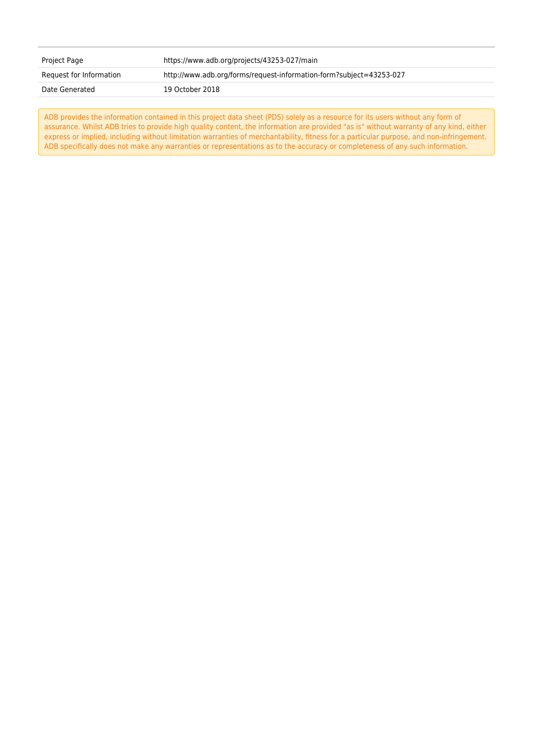| | |
|---|---|
| Project Page | https://www.adb.org/projects/43253-027/main |
| Request for Information | http://www.adb.org/forms/request-information-form?subject=43253-027 |
| Date Generated | 19 October 2018 |

ADB provides the information contained in this project data sheet (PDS) solely as a resource for its users without any form of assurance. Whilst ADB tries to provide high quality content, the information are provided "as is" without warranty of any kind, either express or implied, including without limitation warranties of merchantability, fitness for a particular purpose, and non-infringement. ADB specifically does not make any warranties or representations as to the accuracy or completeness of any such information.